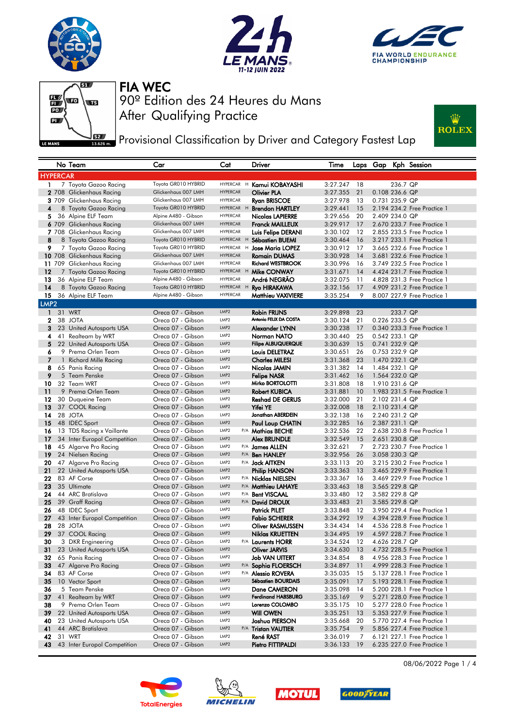# FIA WEC

90º Edition des 24 Heures du Mans

After Qualifying Practice

## Provisional Classification by Driver and Category Fastest Lap

| | No | Team | Car | Cat | | Driver | Time | Laps | Gap | Kph | Session |
|---|---|---|---|---|---|---|---|---|---|---|---|
| **HYPERCAR** | | | | | | | | | | | |
| 1 | 7 | Toyota Gazoo Racing | Toyota GR010 HYBRID | HYPERCAR | H | Kamui KOBAYASHI | 3:27.247 | 18 | | 236.7 | QP |
| 2 | 708 | Glickenhaus Racing | Glickenhaus 007 LMH | HYPERCAR | | Olivier PLA | 3:27.355 | 21 | 0.108 | 236.6 | QP |
| 3 | 709 | Glickenhaus Racing | Glickenhaus 007 LMH | HYPERCAR | | Ryan BRISCOE | 3:27.978 | 13 | 0.731 | 235.9 | QP |
| 4 | 8 | Toyota Gazoo Racing | Toyota GR010 HYBRID | HYPERCAR | H | Brendon HARTLEY | 3:29.441 | 15 | 2.194 | 234.2 | Free Practice 1 |
| 5 | 36 | Alpine ELF Team | Alpine A480 - Gibson | HYPERCAR | | Nicolas LAPIERRE | 3:29.656 | 20 | 2.409 | 234.0 | QP |
| 6 | 709 | Glickenhaus Racing | Glickenhaus 007 LMH | HYPERCAR | | Franck MAILLEUX | 3:29.917 | 17 | 2.670 | 233.7 | Free Practice 1 |
| 7 | 708 | Glickenhaus Racing | Glickenhaus 007 LMH | HYPERCAR | | Luis Felipe DERANI | 3:30.102 | 12 | 2.855 | 233.5 | Free Practice 1 |
| 8 | 8 | Toyota Gazoo Racing | Toyota GR010 HYBRID | HYPERCAR | H | Sébastien BUEMI | 3:30.464 | 16 | 3.217 | 233.1 | Free Practice 1 |
| 9 | 7 | Toyota Gazoo Racing | Toyota GR010 HYBRID | HYPERCAR | H | Jose Maria LOPEZ | 3:30.912 | 17 | 3.665 | 232.6 | Free Practice 1 |
| 10 | 708 | Glickenhaus Racing | Glickenhaus 007 LMH | HYPERCAR | | Romain DUMAS | 3:30.928 | 14 | 3.681 | 232.6 | Free Practice 1 |
| 11 | 709 | Glickenhaus Racing | Glickenhaus 007 LMH | HYPERCAR | | Richard WESTBROOK | 3:30.996 | 16 | 3.749 | 232.5 | Free Practice 1 |
| 12 | 7 | Toyota Gazoo Racing | Toyota GR010 HYBRID | HYPERCAR | H | Mike CONWAY | 3:31.671 | 14 | 4.424 | 231.7 | Free Practice 1 |
| 13 | 36 | Alpine ELF Team | Alpine A480 - Gibson | HYPERCAR | | André NEGRÃO | 3:32.075 | 11 | 4.828 | 231.3 | Free Practice 1 |
| 14 | 8 | Toyota Gazoo Racing | Toyota GR010 HYBRID | HYPERCAR | H | Ryo HIRAKAWA | 3:32.156 | 17 | 4.909 | 231.2 | Free Practice 1 |
| 15 | 36 | Alpine ELF Team | Alpine A480 - Gibson | HYPERCAR | | Matthieu VAXIVIERE | 3:35.254 | 9 | 8.007 | 227.9 | Free Practice 1 |
| **LMP2** | | | | | | | | | | | |
| 1 | 31 | WRT | Oreca 07 - Gibson | LMP2 | | Robin FRIJNS | 3:29.898 | 23 | | 233.7 | QP |
| 2 | 38 | JOTA | Oreca 07 - Gibson | LMP2 | | Antonio FELIX DA COSTA | 3:30.124 | 21 | 0.226 | 233.5 | QP |
| 3 | 23 | United Autosports USA | Oreca 07 - Gibson | LMP2 | | Alexander LYNN | 3:30.238 | 17 | 0.340 | 233.3 | Free Practice 1 |
| 4 | 41 | Realteam by WRT | Oreca 07 - Gibson | LMP2 | | Norman NATO | 3:30.440 | 25 | 0.542 | 233.1 | QP |
| 5 | 22 | United Autosports USA | Oreca 07 - Gibson | LMP2 | | Filipe ALBUQUERQUE | 3:30.639 | 15 | 0.741 | 232.9 | QP |
| 6 | 9 | Prema Orlen Team | Oreca 07 - Gibson | LMP2 | | Louis DELETRAZ | 3:30.651 | 26 | 0.753 | 232.9 | QP |
| 7 | 1 | Richard Mille Racing | Oreca 07 - Gibson | LMP2 | | Charles MILESI | 3:31.368 | 23 | 1.470 | 232.1 | QP |
| 8 | 65 | Panis Racing | Oreca 07 - Gibson | LMP2 | | Nicolas JAMIN | 3:31.382 | 14 | 1.484 | 232.1 | QP |
| 9 | 5 | Team Penske | Oreca 07 - Gibson | LMP2 | | Felipe NASR | 3:31.462 | 16 | 1.564 | 232.0 | QP |
| 10 | 32 | Team WRT | Oreca 07 - Gibson | LMP2 | | Mirko BORTOLOTTI | 3:31.808 | 18 | 1.910 | 231.6 | QP |
| 11 | 9 | Prema Orlen Team | Oreca 07 - Gibson | LMP2 | | Robert KUBICA | 3:31.881 | 10 | 1.983 | 231.5 | Free Practice 1 |
| 12 | 30 | Duqueine Team | Oreca 07 - Gibson | LMP2 | | Reshad DE GERUS | 3:32.000 | 21 | 2.102 | 231.4 | QP |
| 13 | 37 | COOL Racing | Oreca 07 - Gibson | LMP2 | | Yifei YE | 3:32.008 | 18 | 2.110 | 231.4 | QP |
| 14 | 28 | JOTA | Oreca 07 - Gibson | LMP2 | | Jonathan ABERDEIN | 3:32.138 | 16 | 2.240 | 231.2 | QP |
| 15 | 48 | IDEC Sport | Oreca 07 - Gibson | LMP2 | | Paul Loup CHATIN | 3:32.285 | 16 | 2.387 | 231.1 | QP |
| 16 | 13 | TDS Racing x Vaillante | Oreca 07 - Gibson | LMP2 | P/A | Mathias BECHE | 3:32.536 | 22 | 2.638 | 230.8 | Free Practice 1 |
| 17 | 34 | Inter Europol Competition | Oreca 07 - Gibson | LMP2 | | Alex BRUNDLE | 3:32.549 | 15 | 2.651 | 230.8 | QP |
| 18 | 45 | Algarve Pro Racing | Oreca 07 - Gibson | LMP2 | P/A | James ALLEN | 3:32.621 | 7 | 2.723 | 230.7 | Free Practice 1 |
| 19 | 24 | Nielsen Racing | Oreca 07 - Gibson | LMP2 | P/A | Ben HANLEY | 3:32.956 | 26 | 3.058 | 230.3 | QP |
| 20 | 47 | Algarve Pro Racing | Oreca 07 - Gibson | LMP2 | P/A | Jack AITKEN | 3:33.113 | 20 | 3.215 | 230.2 | Free Practice 1 |
| 21 | 22 | United Autosports USA | Oreca 07 - Gibson | LMP2 | | Philip HANSON | 3:33.363 | 13 | 3.465 | 229.9 | Free Practice 1 |
| 22 | 83 | AF Corse | Oreca 07 - Gibson | LMP2 | P/A | Nicklas NIELSEN | 3:33.367 | 16 | 3.469 | 229.9 | Free Practice 1 |
| 23 | 35 | Ultimate | Oreca 07 - Gibson | LMP2 | P/A | Matthieu LAHAYE | 3:33.463 | 18 | 3.565 | 229.8 | QP |
| 24 | 44 | ARC Bratislava | Oreca 07 - Gibson | LMP2 | P/A | Bent VISCAAL | 3:33.480 | 12 | 3.582 | 229.8 | QP |
| 25 | 39 | Graff Racing | Oreca 07 - Gibson | LMP2 | P/A | David DROUX | 3:33.483 | 21 | 3.585 | 229.8 | QP |
| 26 | 48 | IDEC Sport | Oreca 07 - Gibson | LMP2 | | Patrick PILET | 3:33.848 | 12 | 3.950 | 229.4 | Free Practice 1 |
| 27 | 43 | Inter Europol Competition | Oreca 07 - Gibson | LMP2 | | Fabio SCHERER | 3:34.292 | 19 | 4.394 | 228.9 | Free Practice 1 |
| 28 | 28 | JOTA | Oreca 07 - Gibson | LMP2 | | Oliver RASMUSSEN | 3:34.434 | 14 | 4.536 | 228.8 | Free Practice 1 |
| 29 | 37 | COOL Racing | Oreca 07 - Gibson | LMP2 | | Niklas KRUETTEN | 3:34.495 | 19 | 4.597 | 228.7 | Free Practice 1 |
| 30 | 3 | DKR Engineering | Oreca 07 - Gibson | LMP2 | P/A | Laurents HORR | 3:34.524 | 12 | 4.626 | 228.7 | QP |
| 31 | 23 | United Autosports USA | Oreca 07 - Gibson | LMP2 | | Oliver JARVIS | 3:34.630 | 13 | 4.732 | 228.5 | Free Practice 1 |
| 32 | 65 | Panis Racing | Oreca 07 - Gibson | LMP2 | | Job VAN UITERT | 3:34.854 | 8 | 4.956 | 228.3 | Free Practice 1 |
| 33 | 47 | Algarve Pro Racing | Oreca 07 - Gibson | LMP2 | P/A | Sophia FLOERSCH | 3:34.897 | 11 | 4.999 | 228.3 | Free Practice 1 |
| 34 | 83 | AF Corse | Oreca 07 - Gibson | LMP2 | P/A | Alessio ROVERA | 3:35.035 | 15 | 5.137 | 228.1 | Free Practice 1 |
| 35 | 10 | Vector Sport | Oreca 07 - Gibson | LMP2 | | Sébastien BOURDAIS | 3:35.091 | 17 | 5.193 | 228.1 | Free Practice 1 |
| 36 | 5 | Team Penske | Oreca 07 - Gibson | LMP2 | | Dane CAMERON | 3:35.098 | 14 | 5.200 | 228.1 | Free Practice 1 |
| 37 | 41 | Realteam by WRT | Oreca 07 - Gibson | LMP2 | | Ferdinand HABSBURG | 3:35.169 | 9 | 5.271 | 228.0 | Free Practice 1 |
| 38 | 9 | Prema Orlen Team | Oreca 07 - Gibson | LMP2 | | Lorenzo COLOMBO | 3:35.175 | 10 | 5.277 | 228.0 | Free Practice 1 |
| 39 | 22 | United Autosports USA | Oreca 07 - Gibson | LMP2 | | Will OWEN | 3:35.251 | 13 | 5.353 | 227.9 | Free Practice 1 |
| 40 | 23 | United Autosports USA | Oreca 07 - Gibson | LMP2 | | Joshua PIERSON | 3:35.668 | 20 | 5.770 | 227.4 | Free Practice 1 |
| 41 | 44 | ARC Bratislava | Oreca 07 - Gibson | LMP2 | P/A | Tristan VAUTIER | 3:35.754 | 9 | 5.856 | 227.4 | Free Practice 1 |
| 42 | 31 | WRT | Oreca 07 - Gibson | LMP2 | | René RAST | 3:36.019 | 7 | 6.121 | 227.1 | Free Practice 1 |
| 43 | 43 | Inter Europol Competition | Oreca 07 - Gibson | LMP2 | | Pietro FITTIPALDI | 3:36.133 | 19 | 6.235 | 227.0 | Free Practice 1 |

08/06/2022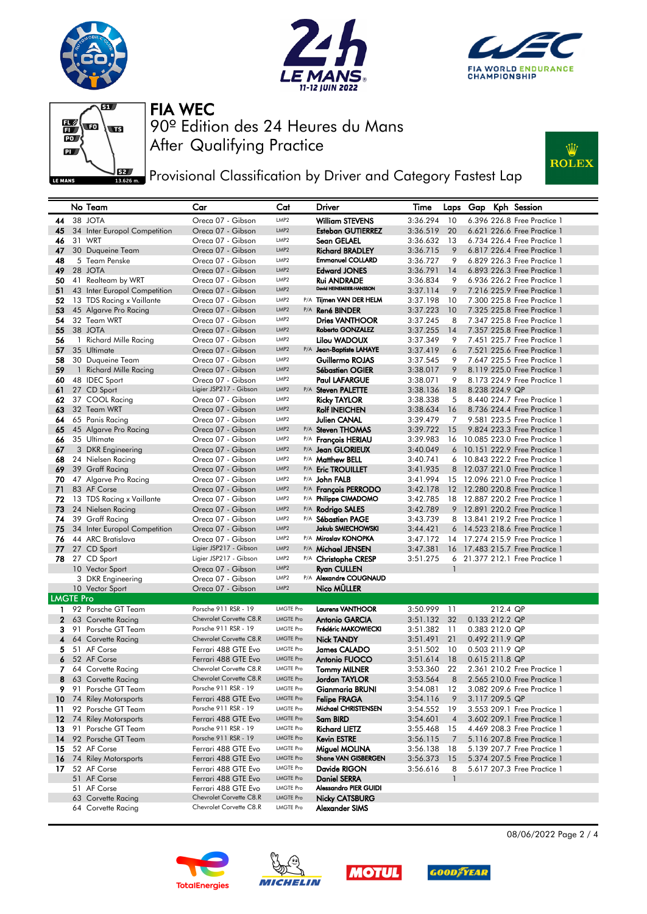# FIA WEC

90º Edition des 24 Heures du Mans

After Qualifying Practice

## Provisional Classification by Driver and Category Fastest Lap

| | No | Team | Car | Cat | | Driver | Time | Laps | Gap | Kph | Session |
|---|---|---|---|---|---|---|---|---|---|---|---|
| 44 | 38 | JOTA | Oreca 07 - Gibson | LMP2 | | William STEVENS | 3:36.294 | 10 | 6.396 | 226.8 | Free Practice 1 |
| 45 | 34 | Inter Europol Competition | Oreca 07 - Gibson | LMP2 | | Esteban GUTIERREZ | 3:36.519 | 20 | 6.621 | 226.6 | Free Practice 1 |
| 46 | 31 | WRT | Oreca 07 - Gibson | LMP2 | | Sean GELAEL | 3:36.632 | 13 | 6.734 | 226.4 | Free Practice 1 |
| 47 | 30 | Duqueine Team | Oreca 07 - Gibson | LMP2 | | Richard BRADLEY | 3:36.715 | 9 | 6.817 | 226.4 | Free Practice 1 |
| 48 | 5 | Team Penske | Oreca 07 - Gibson | LMP2 | | Emmanuel COLLARD | 3:36.727 | 9 | 6.829 | 226.3 | Free Practice 1 |
| 49 | 28 | JOTA | Oreca 07 - Gibson | LMP2 | | Edward JONES | 3:36.791 | 14 | 6.893 | 226.3 | Free Practice 1 |
| 50 | 41 | Realteam by WRT | Oreca 07 - Gibson | LMP2 | | Rui ANDRADE | 3:36.834 | 9 | 6.936 | 226.2 | Free Practice 1 |
| 51 | 43 | Inter Europol Competition | Oreca 07 - Gibson | LMP2 | | David HEINEMEIER-HANSSON | 3:37.114 | 9 | 7.216 | 225.9 | Free Practice 1 |
| 52 | 13 | TDS Racing x Vaillante | Oreca 07 - Gibson | LMP2 | P/A | Tijmen VAN DER HELM | 3:37.198 | 10 | 7.300 | 225.8 | Free Practice 1 |
| 53 | 45 | Algarve Pro Racing | Oreca 07 - Gibson | LMP2 | P/A | René BINDER | 3:37.223 | 10 | 7.325 | 225.8 | Free Practice 1 |
| 54 | 32 | Team WRT | Oreca 07 - Gibson | LMP2 | | Dries VANTHOOR | 3:37.245 | 8 | 7.347 | 225.8 | Free Practice 1 |
| 55 | 38 | JOTA | Oreca 07 - Gibson | LMP2 | | Roberto GONZALEZ | 3:37.255 | 14 | 7.357 | 225.8 | Free Practice 1 |
| 56 | 1 | Richard Mille Racing | Oreca 07 - Gibson | LMP2 | | Lilou WADOUX | 3:37.349 | 9 | 7.451 | 225.7 | Free Practice 1 |
| 57 | 35 | Ultimate | Oreca 07 - Gibson | LMP2 | P/A | Jean-Baptiste LAHAYE | 3:37.419 | 6 | 7.521 | 225.6 | Free Practice 1 |
| 58 | 30 | Duqueine Team | Oreca 07 - Gibson | LMP2 | | Guillermo ROJAS | 3:37.545 | 9 | 7.647 | 225.5 | Free Practice 1 |
| 59 | 1 | Richard Mille Racing | Oreca 07 - Gibson | LMP2 | | Sébastien OGIER | 3:38.017 | 9 | 8.119 | 225.0 | Free Practice 1 |
| 60 | 48 | IDEC Sport | Oreca 07 - Gibson | LMP2 | | Paul LAFARGUE | 3:38.071 | 9 | 8.173 | 224.9 | Free Practice 1 |
| 61 | 27 | CD Sport | Ligier JSP217 - Gibson | LMP2 | P/A | Steven PALETTE | 3:38.136 | 18 | 8.238 | 224.9 | QP |
| 62 | 37 | COOL Racing | Oreca 07 - Gibson | LMP2 | | Ricky TAYLOR | 3:38.338 | 5 | 8.440 | 224.7 | Free Practice 1 |
| 63 | 32 | Team WRT | Oreca 07 - Gibson | LMP2 | | Rolf INEICHEN | 3:38.634 | 16 | 8.736 | 224.4 | Free Practice 1 |
| 64 | 65 | Panis Racing | Oreca 07 - Gibson | LMP2 | | Julien CANAL | 3:39.479 | 7 | 9.581 | 223.5 | Free Practice 1 |
| 65 | 45 | Algarve Pro Racing | Oreca 07 - Gibson | LMP2 | P/A | Steven THOMAS | 3:39.722 | 15 | 9.824 | 223.3 | Free Practice 1 |
| 66 | 35 | Ultimate | Oreca 07 - Gibson | LMP2 | P/A | François HERIAU | 3:39.983 | 16 | 10.085 | 223.0 | Free Practice 1 |
| 67 | 3 | DKR Engineering | Oreca 07 - Gibson | LMP2 | P/A | Jean GLORIEUX | 3:40.049 | 6 | 10.151 | 222.9 | Free Practice 1 |
| 68 | 24 | Nielsen Racing | Oreca 07 - Gibson | LMP2 | P/A | Matthew BELL | 3:40.741 | 6 | 10.843 | 222.2 | Free Practice 1 |
| 69 | 39 | Graff Racing | Oreca 07 - Gibson | LMP2 | P/A | Eric TROUILLET | 3:41.935 | 8 | 12.037 | 221.0 | Free Practice 1 |
| 70 | 47 | Algarve Pro Racing | Oreca 07 - Gibson | LMP2 | P/A | John FALB | 3:41.994 | 15 | 12.096 | 221.0 | Free Practice 1 |
| 71 | 83 | AF Corse | Oreca 07 - Gibson | LMP2 | P/A | François PERRODO | 3:42.178 | 12 | 12.280 | 220.8 | Free Practice 1 |
| 72 | 13 | TDS Racing x Vaillante | Oreca 07 - Gibson | LMP2 | P/A | Philippe CIMADOMO | 3:42.785 | 18 | 12.887 | 220.2 | Free Practice 1 |
| 73 | 24 | Nielsen Racing | Oreca 07 - Gibson | LMP2 | P/A | Rodrigo SALES | 3:42.789 | 9 | 12.891 | 220.2 | Free Practice 1 |
| 74 | 39 | Graff Racing | Oreca 07 - Gibson | LMP2 | P/A | Sébastien PAGE | 3:43.739 | 8 | 13.841 | 219.2 | Free Practice 1 |
| 75 | 34 | Inter Europol Competition | Oreca 07 - Gibson | LMP2 | | Jakub SMIECHOWSKI | 3:44.421 | 6 | 14.523 | 218.6 | Free Practice 1 |
| 76 | 44 | ARC Bratislava | Oreca 07 - Gibson | LMP2 | P/A | Miroslav KONOPKA | 3:47.172 | 14 | 17.274 | 215.9 | Free Practice 1 |
| 77 | 27 | CD Sport | Ligier JSP217 - Gibson | LMP2 | P/A | Michael JENSEN | 3:47.381 | 16 | 17.483 | 215.7 | Free Practice 1 |
| 78 | 27 | CD Sport | Ligier JSP217 - Gibson | LMP2 | P/A | Christophe CRESP | 3:51.275 | 6 | 21.377 | 212.1 | Free Practice 1 |
| | 10 | Vector Sport | Oreca 07 - Gibson | LMP2 | | Ryan CULLEN | | 1 | | | |
| | 3 | DKR Engineering | Oreca 07 - Gibson | LMP2 | P/A | Alexandre COUGNAUD | | | | | |
| | 10 | Vector Sport | Oreca 07 - Gibson | LMP2 | | Nico MÜLLER | | | | | |
| **LMGTE Pro** | | | | | | | | | | | |
| 1 | 92 | Porsche GT Team | Porsche 911 RSR - 19 | LMGTE Pro | | Laurens VANTHOOR | 3:50.999 | 11 | | 212.4 | QP |
| 2 | 63 | Corvette Racing | Chevrolet Corvette C8.R | LMGTE Pro | | Antonio GARCIA | 3:51.132 | 32 | 0.133 | 212.2 | QP |
| 3 | 91 | Porsche GT Team | Porsche 911 RSR - 19 | LMGTE Pro | | Frédéric MAKOWIECKI | 3:51.382 | 11 | 0.383 | 212.0 | QP |
| 4 | 64 | Corvette Racing | Chevrolet Corvette C8.R | LMGTE Pro | | Nick TANDY | 3:51.491 | 21 | 0.492 | 211.9 | QP |
| 5 | 51 | AF Corse | Ferrari 488 GTE Evo | LMGTE Pro | | James CALADO | 3:51.502 | 10 | 0.503 | 211.9 | QP |
| 6 | 52 | AF Corse | Ferrari 488 GTE Evo | LMGTE Pro | | Antonio FUOCO | 3:51.614 | 18 | 0.615 | 211.8 | QP |
| 7 | 64 | Corvette Racing | Chevrolet Corvette C8.R | LMGTE Pro | | Tommy MILNER | 3:53.360 | 22 | 2.361 | 210.2 | Free Practice 1 |
| 8 | 63 | Corvette Racing | Chevrolet Corvette C8.R | LMGTE Pro | | Jordan TAYLOR | 3:53.564 | 8 | 2.565 | 210.0 | Free Practice 1 |
| 9 | 91 | Porsche GT Team | Porsche 911 RSR - 19 | LMGTE Pro | | Gianmaria BRUNI | 3:54.081 | 12 | 3.082 | 209.6 | Free Practice 1 |
| 10 | 74 | Riley Motorsports | Ferrari 488 GTE Evo | LMGTE Pro | | Felipe FRAGA | 3:54.116 | 9 | 3.117 | 209.5 | QP |
| 11 | 92 | Porsche GT Team | Porsche 911 RSR - 19 | LMGTE Pro | | Michael CHRISTENSEN | 3:54.552 | 19 | 3.553 | 209.1 | Free Practice 1 |
| 12 | 74 | Riley Motorsports | Ferrari 488 GTE Evo | LMGTE Pro | | Sam BIRD | 3:54.601 | 4 | 3.602 | 209.1 | Free Practice 1 |
| 13 | 91 | Porsche GT Team | Porsche 911 RSR - 19 | LMGTE Pro | | Richard LIETZ | 3:55.468 | 15 | 4.469 | 208.3 | Free Practice 1 |
| 14 | 92 | Porsche GT Team | Porsche 911 RSR - 19 | LMGTE Pro | | Kevin ESTRE | 3:56.115 | 7 | 5.116 | 207.8 | Free Practice 1 |
| 15 | 52 | AF Corse | Ferrari 488 GTE Evo | LMGTE Pro | | Miguel MOLINA | 3:56.138 | 18 | 5.139 | 207.7 | Free Practice 1 |
| 16 | 74 | Riley Motorsports | Ferrari 488 GTE Evo | LMGTE Pro | | Shane VAN GISBERGEN | 3:56.373 | 15 | 5.374 | 207.5 | Free Practice 1 |
| 17 | 52 | AF Corse | Ferrari 488 GTE Evo | LMGTE Pro | | Davide RIGON | 3:56.616 | 8 | 5.617 | 207.3 | Free Practice 1 |
| | 51 | AF Corse | Ferrari 488 GTE Evo | LMGTE Pro | | Daniel SERRA | | 1 | | | |
| | 51 | AF Corse | Ferrari 488 GTE Evo | LMGTE Pro | | Alessandro PIER GUIDI | | | | | |
| | 63 | Corvette Racing | Chevrolet Corvette C8.R | LMGTE Pro | | Nicky CATSBURG | | | | | |
| | 64 | Corvette Racing | Chevrolet Corvette C8.R | LMGTE Pro | | Alexander SIMS | | | | | |

08/06/2022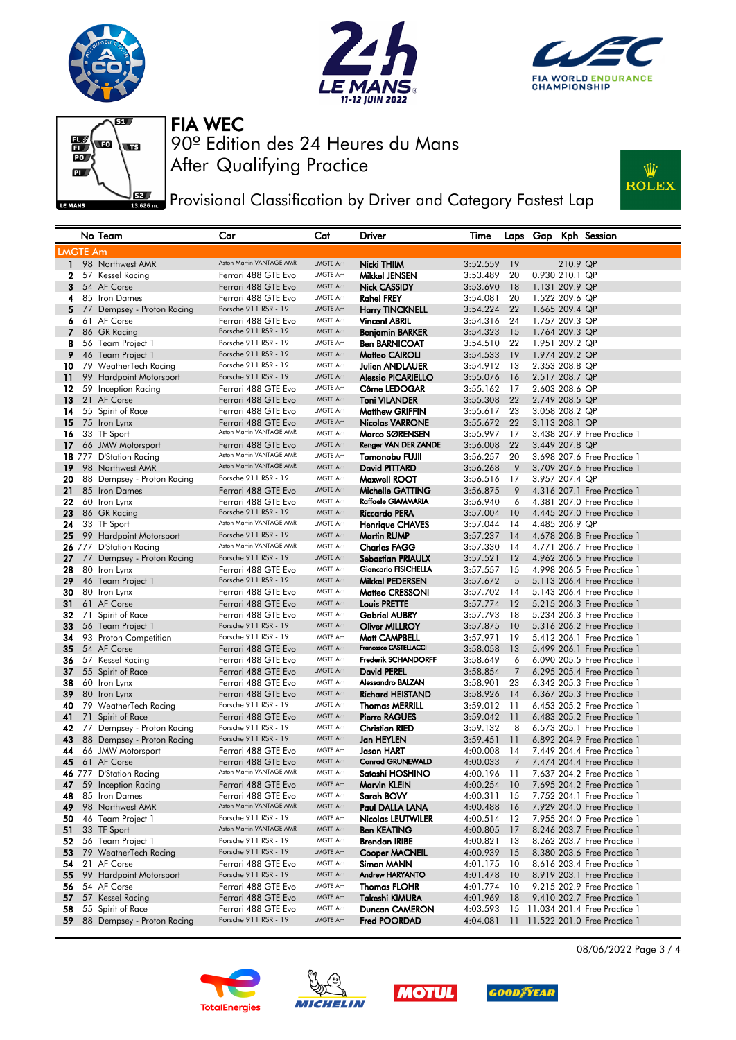# FIA WEC

90º Edition des 24 Heures du Mans

After Qualifying Practice

## Provisional Classification by Driver and Category Fastest Lap

| | No | Team | Car | Cat | Driver | Time | Laps | Gap | Kph | Session |
|---|---|---|---|---|---|---|---|---|---|---|
| **LMGTE Am** | | | | | | | | | | |
| 1 | 98 | Northwest AMR | Aston Martin VANTAGE AMR | LMGTE Am | Nicki THIIM | 3:52.559 | 19 | | 210.9 | QP |
| 2 | 57 | Kessel Racing | Ferrari 488 GTE Evo | LMGTE Am | Mikkel JENSEN | 3:53.489 | 20 | 0.930 | 210.1 | QP |
| 3 | 54 | AF Corse | Ferrari 488 GTE Evo | LMGTE Am | Nick CASSIDY | 3:53.690 | 18 | 1.131 | 209.9 | QP |
| 4 | 85 | Iron Dames | Ferrari 488 GTE Evo | LMGTE Am | Rahel FREY | 3:54.081 | 20 | 1.522 | 209.6 | QP |
| 5 | 77 | Dempsey - Proton Racing | Porsche 911 RSR - 19 | LMGTE Am | Harry TINCKNELL | 3:54.224 | 22 | 1.665 | 209.4 | QP |
| 6 | 61 | AF Corse | Ferrari 488 GTE Evo | LMGTE Am | Vincent ABRIL | 3:54.316 | 24 | 1.757 | 209.3 | QP |
| 7 | 86 | GR Racing | Porsche 911 RSR - 19 | LMGTE Am | Benjamin BARKER | 3:54.323 | 15 | 1.764 | 209.3 | QP |
| 8 | 56 | Team Project 1 | Porsche 911 RSR - 19 | LMGTE Am | Ben BARNICOAT | 3:54.510 | 22 | 1.951 | 209.2 | QP |
| 9 | 46 | Team Project 1 | Porsche 911 RSR - 19 | LMGTE Am | Matteo CAIROLI | 3:54.533 | 19 | 1.974 | 209.2 | QP |
| 10 | 79 | WeatherTech Racing | Porsche 911 RSR - 19 | LMGTE Am | Julien ANDLAUER | 3:54.912 | 13 | 2.353 | 208.8 | QP |
| 11 | 99 | Hardpoint Motorsport | Porsche 911 RSR - 19 | LMGTE Am | Alessio PICARIELLO | 3:55.076 | 16 | 2.517 | 208.7 | QP |
| 12 | 59 | Inception Racing | Ferrari 488 GTE Evo | LMGTE Am | Côme LEDOGAR | 3:55.162 | 17 | 2.603 | 208.6 | QP |
| 13 | 21 | AF Corse | Ferrari 488 GTE Evo | LMGTE Am | Toni VILANDER | 3:55.308 | 22 | 2.749 | 208.5 | QP |
| 14 | 55 | Spirit of Race | Ferrari 488 GTE Evo | LMGTE Am | Matthew GRIFFIN | 3:55.617 | 23 | 3.058 | 208.2 | QP |
| 15 | 75 | Iron Lynx | Ferrari 488 GTE Evo | LMGTE Am | Nicolas VARRONE | 3:55.672 | 22 | 3.113 | 208.1 | QP |
| 16 | 33 | TF Sport | Aston Martin VANTAGE AMR | LMGTE Am | Marco SØRENSEN | 3:55.997 | 17 | 3.438 | 207.9 | Free Practice 1 |
| 17 | 66 | JMW Motorsport | Ferrari 488 GTE Evo | LMGTE Am | Renger VAN DER ZANDE | 3:56.008 | 22 | 3.449 | 207.8 | QP |
| 18 | 777 | D'Station Racing | Aston Martin VANTAGE AMR | LMGTE Am | Tomonobu FUJII | 3:56.257 | 20 | 3.698 | 207.6 | Free Practice 1 |
| 19 | 98 | Northwest AMR | Aston Martin VANTAGE AMR | LMGTE Am | David PITTARD | 3:56.268 | 9 | 3.709 | 207.6 | Free Practice 1 |
| 20 | 88 | Dempsey - Proton Racing | Porsche 911 RSR - 19 | LMGTE Am | Maxwell ROOT | 3:56.516 | 17 | 3.957 | 207.4 | QP |
| 21 | 85 | Iron Dames | Ferrari 488 GTE Evo | LMGTE Am | Michelle GATTING | 3:56.875 | 9 | 4.316 | 207.1 | Free Practice 1 |
| 22 | 60 | Iron Lynx | Ferrari 488 GTE Evo | LMGTE Am | Raffaele GIAMMARIA | 3:56.940 | 6 | 4.381 | 207.0 | Free Practice 1 |
| 23 | 86 | GR Racing | Porsche 911 RSR - 19 | LMGTE Am | Riccardo PERA | 3:57.004 | 10 | 4.445 | 207.0 | Free Practice 1 |
| 24 | 33 | TF Sport | Aston Martin VANTAGE AMR | LMGTE Am | Henrique CHAVES | 3:57.044 | 14 | 4.485 | 206.9 | QP |
| 25 | 99 | Hardpoint Motorsport | Porsche 911 RSR - 19 | LMGTE Am | Martin RUMP | 3:57.237 | 14 | 4.678 | 206.8 | Free Practice 1 |
| 26 | 777 | D'Station Racing | Aston Martin VANTAGE AMR | LMGTE Am | Charles FAGG | 3:57.330 | 14 | 4.771 | 206.7 | Free Practice 1 |
| 27 | 77 | Dempsey - Proton Racing | Porsche 911 RSR - 19 | LMGTE Am | Sebastian PRIAULX | 3:57.521 | 12 | 4.962 | 206.5 | Free Practice 1 |
| 28 | 80 | Iron Lynx | Ferrari 488 GTE Evo | LMGTE Am | Giancarlo FISICHELLA | 3:57.557 | 15 | 4.998 | 206.5 | Free Practice 1 |
| 29 | 46 | Team Project 1 | Porsche 911 RSR - 19 | LMGTE Am | Mikkel PEDERSEN | 3:57.672 | 5 | 5.113 | 206.4 | Free Practice 1 |
| 30 | 80 | Iron Lynx | Ferrari 488 GTE Evo | LMGTE Am | Matteo CRESSONI | 3:57.702 | 14 | 5.143 | 206.4 | Free Practice 1 |
| 31 | 61 | AF Corse | Ferrari 488 GTE Evo | LMGTE Am | Louis PRETTE | 3:57.774 | 12 | 5.215 | 206.3 | Free Practice 1 |
| 32 | 71 | Spirit of Race | Ferrari 488 GTE Evo | LMGTE Am | Gabriel AUBRY | 3:57.793 | 18 | 5.234 | 206.3 | Free Practice 1 |
| 33 | 56 | Team Project 1 | Porsche 911 RSR - 19 | LMGTE Am | Oliver MILLROY | 3:57.875 | 10 | 5.316 | 206.2 | Free Practice 1 |
| 34 | 93 | Proton Competition | Porsche 911 RSR - 19 | LMGTE Am | Matt CAMPBELL | 3:57.971 | 19 | 5.412 | 206.1 | Free Practice 1 |
| 35 | 54 | AF Corse | Ferrari 488 GTE Evo | LMGTE Am | Francesco CASTELLACCI | 3:58.058 | 13 | 5.499 | 206.1 | Free Practice 1 |
| 36 | 57 | Kessel Racing | Ferrari 488 GTE Evo | LMGTE Am | Frederik SCHANDORFF | 3:58.649 | 6 | 6.090 | 205.5 | Free Practice 1 |
| 37 | 55 | Spirit of Race | Ferrari 488 GTE Evo | LMGTE Am | David PEREL | 3:58.854 | 7 | 6.295 | 205.4 | Free Practice 1 |
| 38 | 60 | Iron Lynx | Ferrari 488 GTE Evo | LMGTE Am | Alessandro BALZAN | 3:58.901 | 23 | 6.342 | 205.3 | Free Practice 1 |
| 39 | 80 | Iron Lynx | Ferrari 488 GTE Evo | LMGTE Am | Richard HEISTAND | 3:58.926 | 14 | 6.367 | 205.3 | Free Practice 1 |
| 40 | 79 | WeatherTech Racing | Porsche 911 RSR - 19 | LMGTE Am | Thomas MERRILL | 3:59.012 | 11 | 6.453 | 205.2 | Free Practice 1 |
| 41 | 71 | Spirit of Race | Ferrari 488 GTE Evo | LMGTE Am | Pierre RAGUES | 3:59.042 | 11 | 6.483 | 205.2 | Free Practice 1 |
| 42 | 77 | Dempsey - Proton Racing | Porsche 911 RSR - 19 | LMGTE Am | Christian RIED | 3:59.132 | 8 | 6.573 | 205.1 | Free Practice 1 |
| 43 | 88 | Dempsey - Proton Racing | Porsche 911 RSR - 19 | LMGTE Am | Jan HEYLEN | 3:59.451 | 11 | 6.892 | 204.9 | Free Practice 1 |
| 44 | 66 | JMW Motorsport | Ferrari 488 GTE Evo | LMGTE Am | Jason HART | 4:00.008 | 14 | 7.449 | 204.4 | Free Practice 1 |
| 45 | 61 | AF Corse | Ferrari 488 GTE Evo | LMGTE Am | Conrad GRUNEWALD | 4:00.033 | 7 | 7.474 | 204.4 | Free Practice 1 |
| 46 | 777 | D'Station Racing | Aston Martin VANTAGE AMR | LMGTE Am | Satoshi HOSHINO | 4:00.196 | 11 | 7.637 | 204.2 | Free Practice 1 |
| 47 | 59 | Inception Racing | Ferrari 488 GTE Evo | LMGTE Am | Marvin KLEIN | 4:00.254 | 10 | 7.695 | 204.2 | Free Practice 1 |
| 48 | 85 | Iron Dames | Ferrari 488 GTE Evo | LMGTE Am | Sarah BOVY | 4:00.311 | 15 | 7.752 | 204.1 | Free Practice 1 |
| 49 | 98 | Northwest AMR | Aston Martin VANTAGE AMR | LMGTE Am | Paul DALLA LANA | 4:00.488 | 16 | 7.929 | 204.0 | Free Practice 1 |
| 50 | 46 | Team Project 1 | Porsche 911 RSR - 19 | LMGTE Am | Nicolas LEUTWILER | 4:00.514 | 12 | 7.955 | 204.0 | Free Practice 1 |
| 51 | 33 | TF Sport | Aston Martin VANTAGE AMR | LMGTE Am | Ben KEATING | 4:00.805 | 17 | 8.246 | 203.7 | Free Practice 1 |
| 52 | 56 | Team Project 1 | Porsche 911 RSR - 19 | LMGTE Am | Brendan IRIBE | 4:00.821 | 13 | 8.262 | 203.7 | Free Practice 1 |
| 53 | 79 | WeatherTech Racing | Porsche 911 RSR - 19 | LMGTE Am | Cooper MACNEIL | 4:00.939 | 15 | 8.380 | 203.6 | Free Practice 1 |
| 54 | 21 | AF Corse | Ferrari 488 GTE Evo | LMGTE Am | Simon MANN | 4:01.175 | 10 | 8.616 | 203.4 | Free Practice 1 |
| 55 | 99 | Hardpoint Motorsport | Porsche 911 RSR - 19 | LMGTE Am | Andrew HARYANTO | 4:01.478 | 10 | 8.919 | 203.1 | Free Practice 1 |
| 56 | 54 | AF Corse | Ferrari 488 GTE Evo | LMGTE Am | Thomas FLOHR | 4:01.774 | 10 | 9.215 | 202.9 | Free Practice 1 |
| 57 | 57 | Kessel Racing | Ferrari 488 GTE Evo | LMGTE Am | Takeshi KIMURA | 4:01.969 | 18 | 9.410 | 202.7 | Free Practice 1 |
| 58 | 55 | Spirit of Race | Ferrari 488 GTE Evo | LMGTE Am | Duncan CAMERON | 4:03.593 | 15 | 11.034 | 201.4 | Free Practice 1 |
| 59 | 88 | Dempsey - Proton Racing | Porsche 911 RSR - 19 | LMGTE Am | Fred POORDAD | 4:04.081 | 11 | 11.522 | 201.0 | Free Practice 1 |

08/06/2022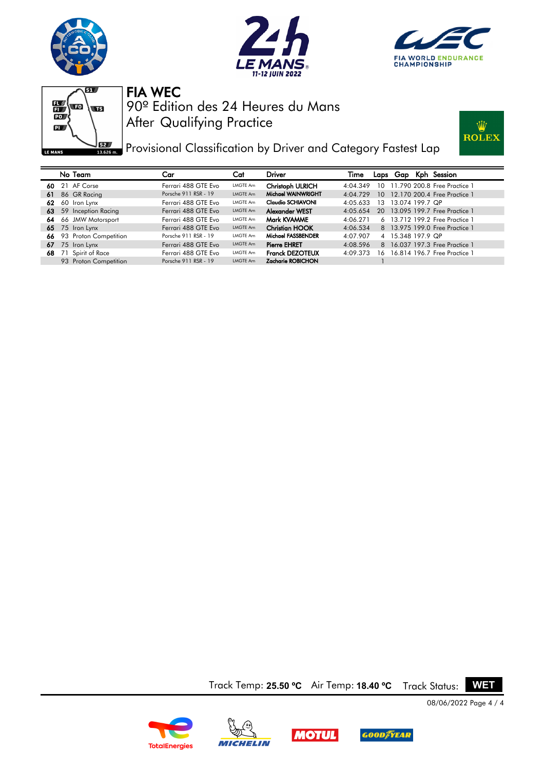## FIA WEC

90º Edition des 24 Heures du Mans

After Qualifying Practice

Provisional Classification by Driver and Category Fastest Lap

| | No | Team | Car | Cat | Driver | Time | Laps | Gap | Kph | Session |
|---|---|---|---|---|---|---|---|---|---|---|
| 60 | 21 | AF Corse | Ferrari 488 GTE Evo | LMGTE Am | Christoph ULRICH | 4:04.349 | 10 | 11.790 | 200.8 | Free Practice 1 |
| 61 | 86 | GR Racing | Porsche 911 RSR - 19 | LMGTE Am | Michael WAINWRIGHT | 4:04.729 | 10 | 12.170 | 200.4 | Free Practice 1 |
| 62 | 60 | Iron Lynx | Ferrari 488 GTE Evo | LMGTE Am | Claudio SCHIAVONI | 4:05.633 | 13 | 13.074 | 199.7 | QP |
| 63 | 59 | Inception Racing | Ferrari 488 GTE Evo | LMGTE Am | Alexander WEST | 4:05.654 | 20 | 13.095 | 199.7 | Free Practice 1 |
| 64 | 66 | JMW Motorsport | Ferrari 488 GTE Evo | LMGTE Am | Mark KVAMME | 4:06.271 | 6 | 13.712 | 199.2 | Free Practice 1 |
| 65 | 75 | Iron Lynx | Ferrari 488 GTE Evo | LMGTE Am | Christian HOOK | 4:06.534 | 8 | 13.975 | 199.0 | Free Practice 1 |
| 66 | 93 | Proton Competition | Porsche 911 RSR - 19 | LMGTE Am | Michael FASSBENDER | 4:07.907 | 4 | 15.348 | 197.9 | QP |
| 67 | 75 | Iron Lynx | Ferrari 488 GTE Evo | LMGTE Am | Pierre EHRET | 4:08.596 | 8 | 16.037 | 197.3 | Free Practice 1 |
| 68 | 71 | Spirit of Race | Ferrari 488 GTE Evo | LMGTE Am | Franck DEZOTEUX | 4:09.373 | 16 | 16.814 | 196.7 | Free Practice 1 |
| | 93 | Proton Competition | Porsche 911 RSR - 19 | LMGTE Am | Zacharie ROBICHON | | 1 | | | |

Track Temp: **25.50 ºC** Air Temp: **18.40 ºC** Track Status: **WET**

08/06/2022